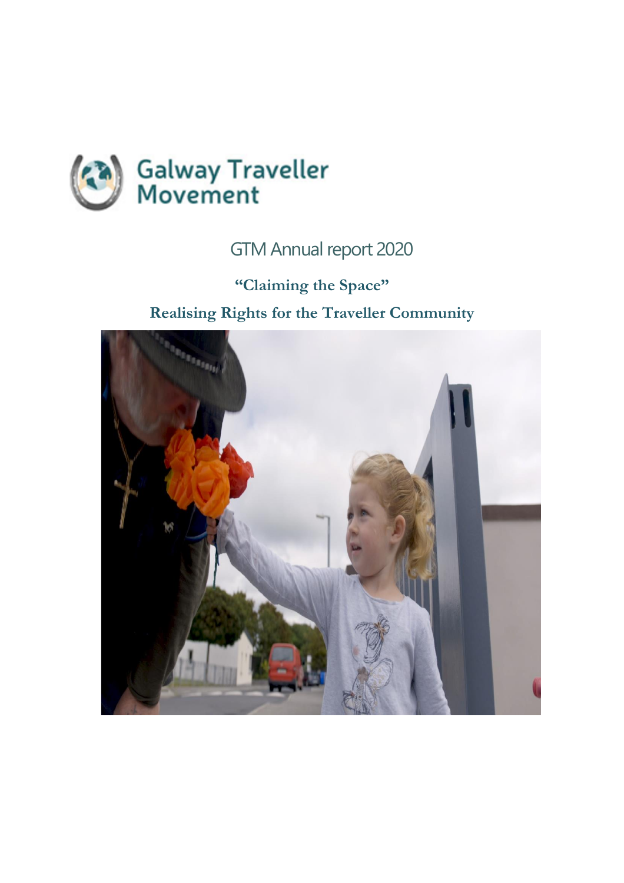Galway Traveller Movement

# GTM Annual report 2020

## "Claiming the Space"

## Realising Rights for the Traveller Community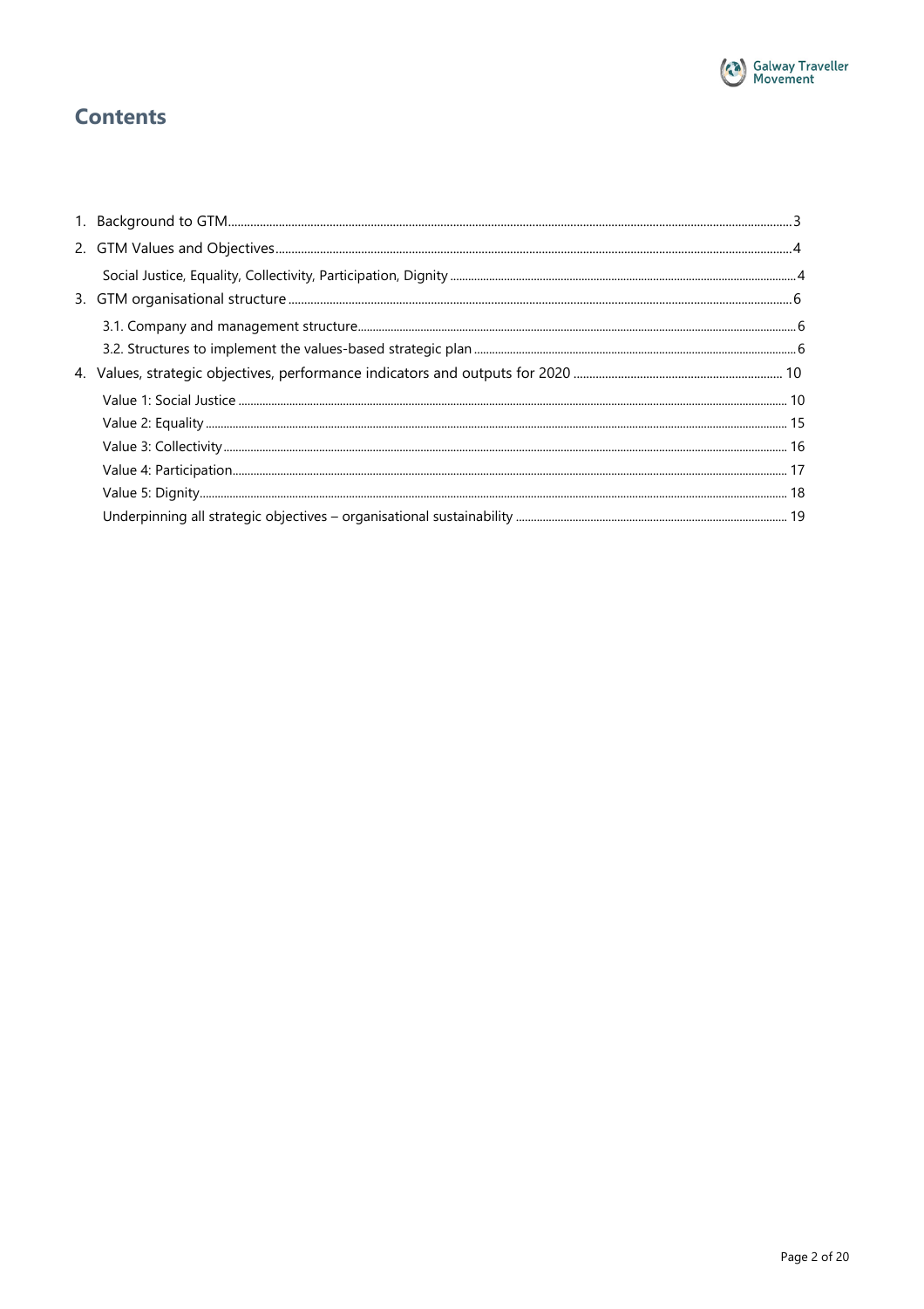# Contents

1. Background to GTM ........ 3
2. GTM Values and Objectives ........ 4
   - Social Justice, Equality, Collectivity, Participation, Dignity ........ 4
3. GTM organisational structure ........ 6
   - 3.1. Company and management structure ........ 6
   - 3.2. Structures to implement the values-based strategic plan ........ 6
4. Values, strategic objectives, performance indicators and outputs for 2020 ........ 10
   - Value 1: Social Justice ........ 10
   - Value 2: Equality ........ 15
   - Value 3: Collectivity ........ 16
   - Value 4: Participation ........ 17
   - Value 5: Dignity ........ 18
   - Underpinning all strategic objectives – organisational sustainability ........ 19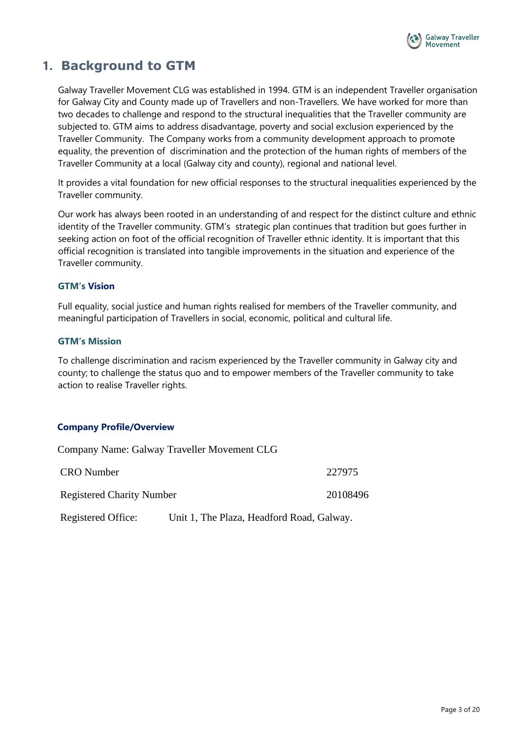# 1. Background to GTM

Galway Traveller Movement CLG was established in 1994. GTM is an independent Traveller organisation for Galway City and County made up of Travellers and non-Travellers. We have worked for more than two decades to challenge and respond to the structural inequalities that the Traveller community are subjected to. GTM aims to address disadvantage, poverty and social exclusion experienced by the Traveller Community. The Company works from a community development approach to promote equality, the prevention of discrimination and the protection of the human rights of members of the Traveller Community at a local (Galway city and county), regional and national level.

It provides a vital foundation for new official responses to the structural inequalities experienced by the Traveller community.

Our work has always been rooted in an understanding of and respect for the distinct culture and ethnic identity of the Traveller community. GTM's strategic plan continues that tradition but goes further in seeking action on foot of the official recognition of Traveller ethnic identity. It is important that this official recognition is translated into tangible improvements in the situation and experience of the Traveller community.

### GTM's Vision

Full equality, social justice and human rights realised for members of the Traveller community, and meaningful participation of Travellers in social, economic, political and cultural life.

### GTM's Mission

To challenge discrimination and racism experienced by the Traveller community in Galway city and county; to challenge the status quo and to empower members of the Traveller community to take action to realise Traveller rights.

### Company Profile/Overview

Company Name: Galway Traveller Movement CLG

| | |
|---|---|
| CRO Number | 227975 |
| Registered Charity Number | 20108496 |
| Registered Office: | Unit 1, The Plaza, Headford Road, Galway. |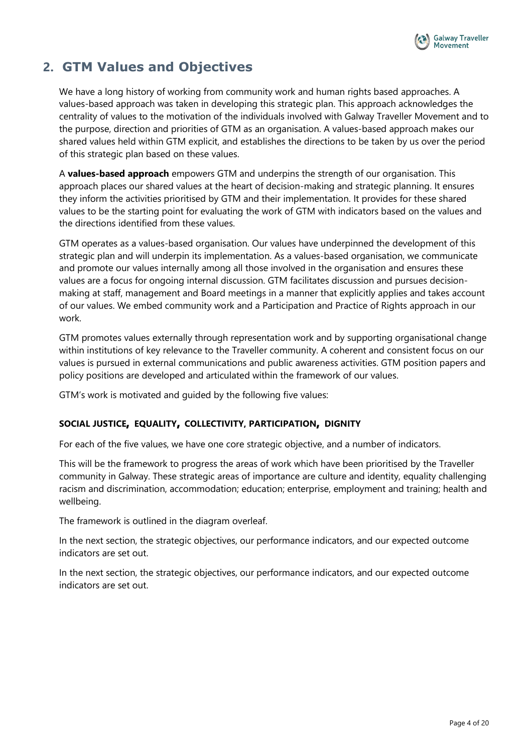## 2. GTM Values and Objectives

We have a long history of working from community work and human rights based approaches. A values-based approach was taken in developing this strategic plan. This approach acknowledges the centrality of values to the motivation of the individuals involved with Galway Traveller Movement and to the purpose, direction and priorities of GTM as an organisation. A values-based approach makes our shared values held within GTM explicit, and establishes the directions to be taken by us over the period of this strategic plan based on these values.

A **values-based approach** empowers GTM and underpins the strength of our organisation. This approach places our shared values at the heart of decision-making and strategic planning. It ensures they inform the activities prioritised by GTM and their implementation. It provides for these shared values to be the starting point for evaluating the work of GTM with indicators based on the values and the directions identified from these values.

GTM operates as a values-based organisation. Our values have underpinned the development of this strategic plan and will underpin its implementation. As a values-based organisation, we communicate and promote our values internally among all those involved in the organisation and ensures these values are a focus for ongoing internal discussion. GTM facilitates discussion and pursues decision-making at staff, management and Board meetings in a manner that explicitly applies and takes account of our values. We embed community work and a Participation and Practice of Rights approach in our work.

GTM promotes values externally through representation work and by supporting organisational change within institutions of key relevance to the Traveller community. A coherent and consistent focus on our values is pursued in external communications and public awareness activities. GTM position papers and policy positions are developed and articulated within the framework of our values.

GTM's work is motivated and guided by the following five values:

**SOCIAL JUSTICE, EQUALITY, COLLECTIVITY, PARTICIPATION, DIGNITY**

For each of the five values, we have one core strategic objective, and a number of indicators.

This will be the framework to progress the areas of work which have been prioritised by the Traveller community in Galway. These strategic areas of importance are culture and identity, equality challenging racism and discrimination, accommodation; education; enterprise, employment and training; health and wellbeing.

The framework is outlined in the diagram overleaf.

In the next section, the strategic objectives, our performance indicators, and our expected outcome indicators are set out.

In the next section, the strategic objectives, our performance indicators, and our expected outcome indicators are set out.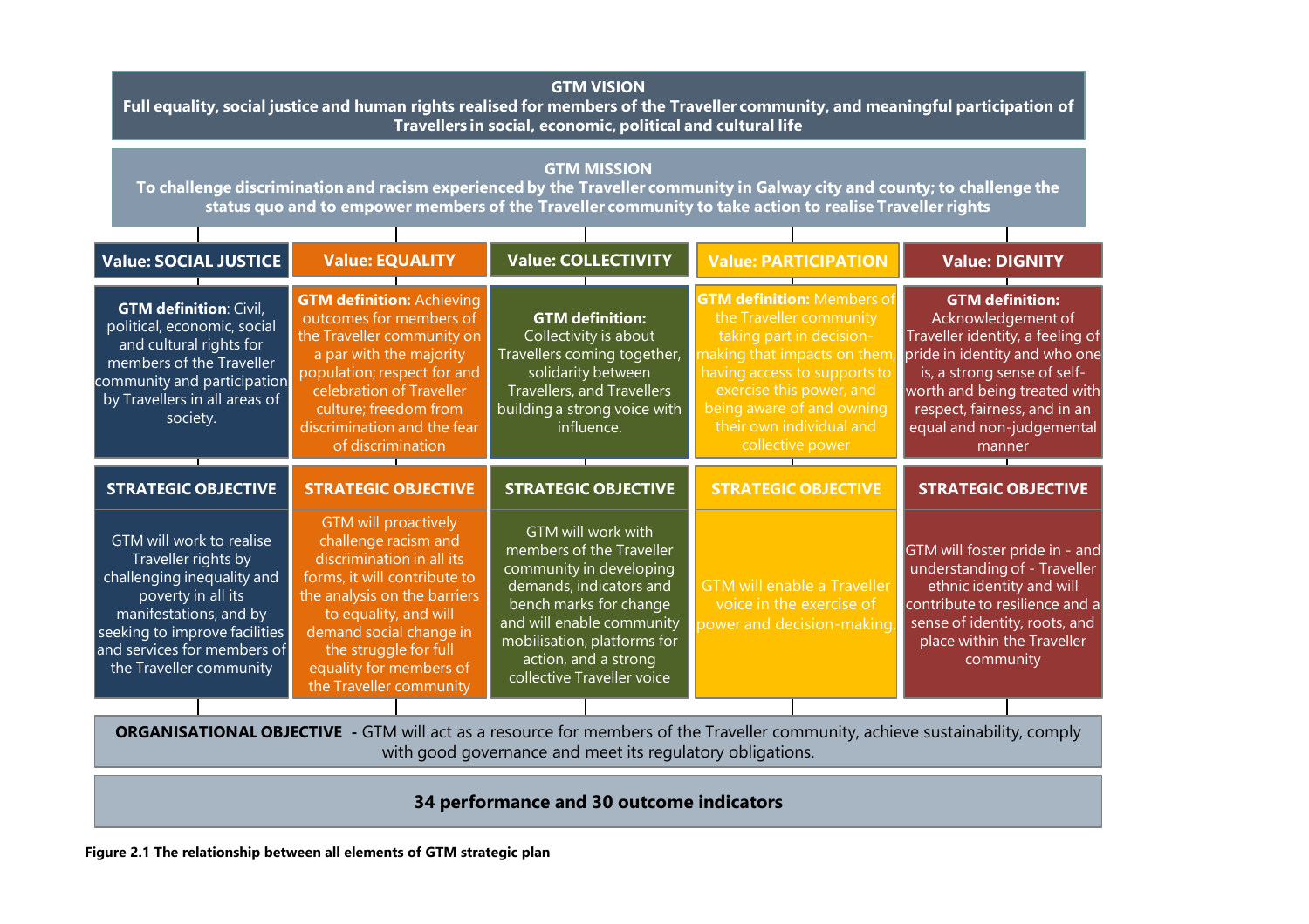**GTM VISION**
**Full equality, social justice and human rights realised for members of the Traveller community, and meaningful participation of Travellers in social, economic, political and cultural life**

**GTM MISSION**
**To challenge discrimination and racism experienced by the Traveller community in Galway city and county; to challenge the status quo and to empower members of the Traveller community to take action to realise Traveller rights**

| Value: SOCIAL JUSTICE | Value: EQUALITY | Value: COLLECTIVITY | Value: PARTICIPATION | Value: DIGNITY |
|---|---|---|---|---|
| **GTM definition**: Civil, political, economic, social and cultural rights for members of the Traveller community and participation by Travellers in all areas of society. | **GTM definition:** Achieving outcomes for members of the Traveller community on a par with the majority population; respect for and celebration of Traveller culture; freedom from discrimination and the fear of discrimination | **GTM definition:** Collectivity is about Travellers coming together, solidarity between Travellers, and Travellers building a strong voice with influence. | **GTM definition:** Members of the Traveller community taking part in decision-making that impacts on them, having access to supports to exercise this power, and being aware of and owning their own individual and collective power | **GTM definition:** Acknowledgement of Traveller identity, a feeling of pride in identity and who one is, a strong sense of self-worth and being treated with respect, fairness, and in an equal and non-judgemental manner |
| **STRATEGIC OBJECTIVE** | **STRATEGIC OBJECTIVE** | **STRATEGIC OBJECTIVE** | **STRATEGIC OBJECTIVE** | **STRATEGIC OBJECTIVE** |
| GTM will work to realise Traveller rights by challenging inequality and poverty in all its manifestations, and by seeking to improve facilities and services for members of the Traveller community | GTM will proactively challenge racism and discrimination in all its forms, it will contribute to the analysis on the barriers to equality, and will demand social change in the struggle for full equality for members of the Traveller community | GTM will work with members of the Traveller community in developing demands, indicators and bench marks for change and will enable community mobilisation, platforms for action, and a strong collective Traveller voice | GTM will enable a Traveller voice in the exercise of power and decision-making. | GTM will foster pride in - and understanding of - Traveller ethnic identity and will contribute to resilience and a sense of identity, roots, and place within the Traveller community |

**ORGANISATIONAL OBJECTIVE -** GTM will act as a resource for members of the Traveller community, achieve sustainability, comply with good governance and meet its regulatory obligations.

**34 performance and 30 outcome indicators**

**Figure 2.1 The relationship between all elements of GTM strategic plan**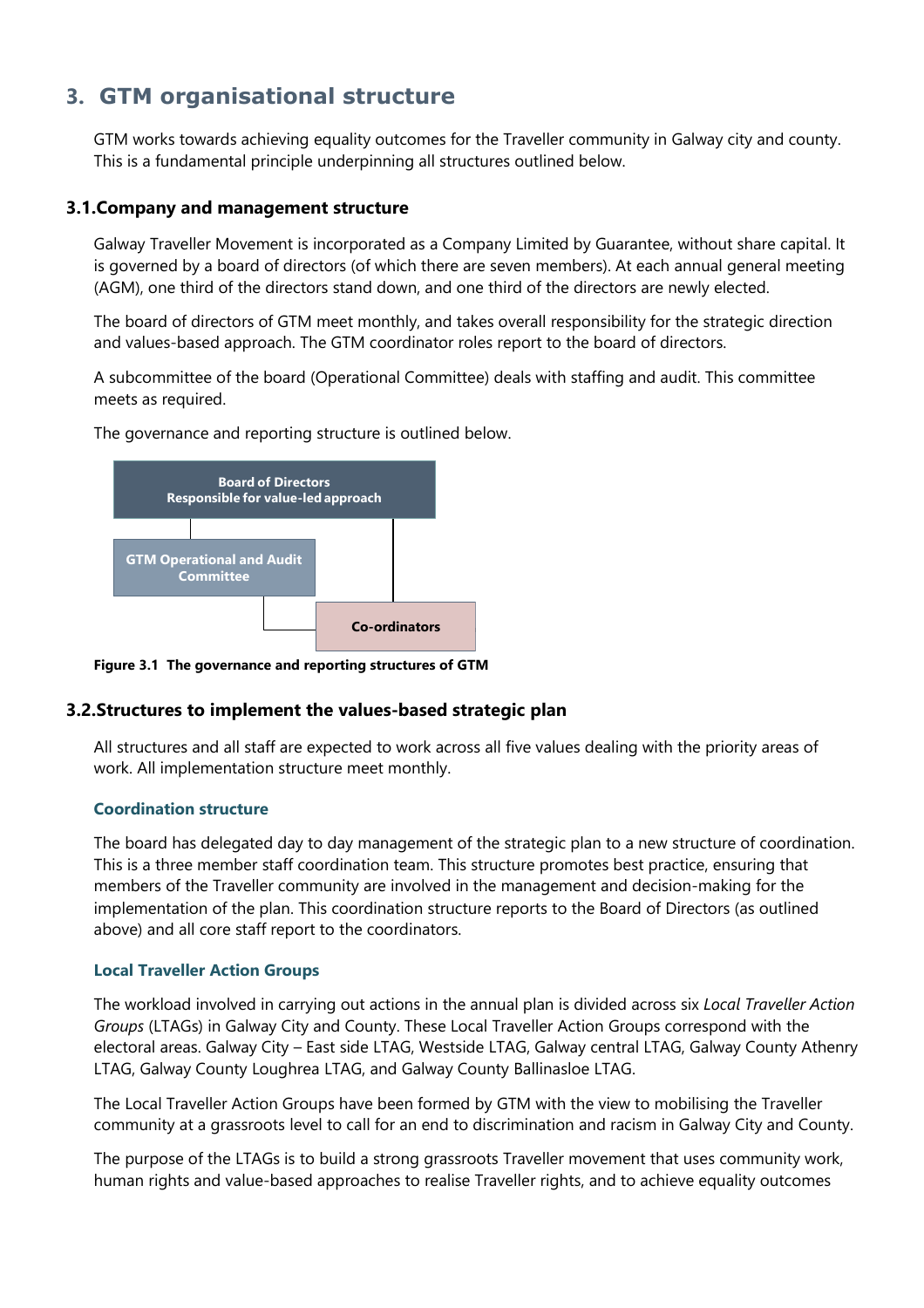## 3. GTM organisational structure

GTM works towards achieving equality outcomes for the Traveller community in Galway city and county. This is a fundamental principle underpinning all structures outlined below.

### 3.1.Company and management structure

Galway Traveller Movement is incorporated as a Company Limited by Guarantee, without share capital. It is governed by a board of directors (of which there are seven members). At each annual general meeting (AGM), one third of the directors stand down, and one third of the directors are newly elected.

The board of directors of GTM meet monthly, and takes overall responsibility for the strategic direction and values-based approach. The GTM coordinator roles report to the board of directors.

A subcommittee of the board (Operational Committee) deals with staffing and audit. This committee meets as required.

The governance and reporting structure is outlined below.

**Board of Directors**
**Responsible for value-led approach**

**GTM Operational and Audit Committee**

**Co-ordinators**

**Figure 3.1 The governance and reporting structures of GTM**

### 3.2.Structures to implement the values-based strategic plan

All structures and all staff are expected to work across all five values dealing with the priority areas of work. All implementation structure meet monthly.

#### Coordination structure

The board has delegated day to day management of the strategic plan to a new structure of coordination. This is a three member staff coordination team. This structure promotes best practice, ensuring that members of the Traveller community are involved in the management and decision-making for the implementation of the plan. This coordination structure reports to the Board of Directors (as outlined above) and all core staff report to the coordinators.

#### Local Traveller Action Groups

The workload involved in carrying out actions in the annual plan is divided across six *Local Traveller Action Groups* (LTAGs) in Galway City and County. These Local Traveller Action Groups correspond with the electoral areas. Galway City – East side LTAG, Westside LTAG, Galway central LTAG, Galway County Athenry LTAG, Galway County Loughrea LTAG, and Galway County Ballinasloe LTAG.

The Local Traveller Action Groups have been formed by GTM with the view to mobilising the Traveller community at a grassroots level to call for an end to discrimination and racism in Galway City and County.

The purpose of the LTAGs is to build a strong grassroots Traveller movement that uses community work, human rights and value-based approaches to realise Traveller rights, and to achieve equality outcomes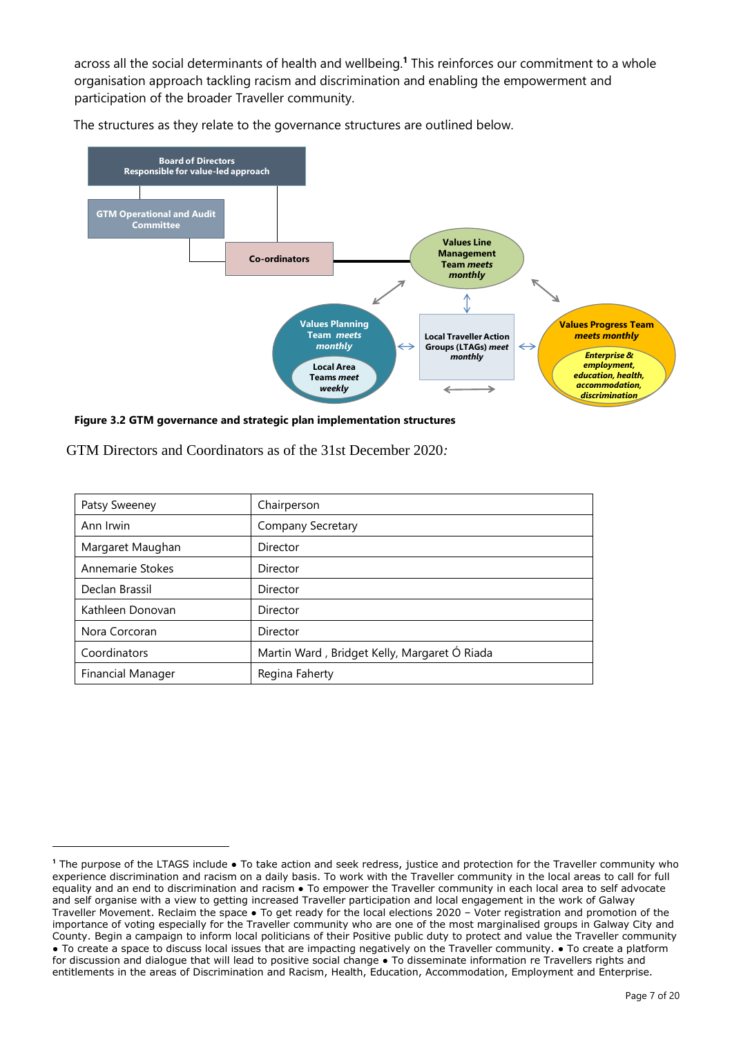across all the social determinants of health and wellbeing.[1] This reinforces our commitment to a whole organisation approach tackling racism and discrimination and enabling the empowerment and participation of the broader Traveller community.

The structures as they relate to the governance structures are outlined below.

Board of Directors
Responsible for value-led approach

GTM Operational and Audit Committee

Co-ordinators

Values Line Management Team *meets monthly*

Values Planning Team *meets monthly*

Local Area Teams *meet weekly*

Local Traveller Action Groups (LTAGs) *meet monthly*

Values Progress Team *meets monthly*

*Enterprise & employment, education, health, accommodation, discrimination*

**Figure 3.2 GTM governance and strategic plan implementation structures**

GTM Directors and Coordinators as of the 31st December 2020*:*

| Patsy Sweeney | Chairperson |
|---|---|
| Ann Irwin | Company Secretary |
| Margaret Maughan | Director |
| Annemarie Stokes | Director |
| Declan Brassil | Director |
| Kathleen Donovan | Director |
| Nora Corcoran | Director |
| Coordinators | Martin Ward , Bridget Kelly, Margaret Ó Riada |
| Financial Manager | Regina Faherty |

[1] The purpose of the LTAGS include ● To take action and seek redress, justice and protection for the Traveller community who experience discrimination and racism on a daily basis. To work with the Traveller community in the local areas to call for full equality and an end to discrimination and racism ● To empower the Traveller community in each local area to self advocate and self organise with a view to getting increased Traveller participation and local engagement in the work of Galway Traveller Movement. Reclaim the space ● To get ready for the local elections 2020 – Voter registration and promotion of the importance of voting especially for the Traveller community who are one of the most marginalised groups in Galway City and County. Begin a campaign to inform local politicians of their Positive public duty to protect and value the Traveller community ● To create a space to discuss local issues that are impacting negatively on the Traveller community. ● To create a platform for discussion and dialogue that will lead to positive social change ● To disseminate information re Travellers rights and entitlements in the areas of Discrimination and Racism, Health, Education, Accommodation, Employment and Enterprise.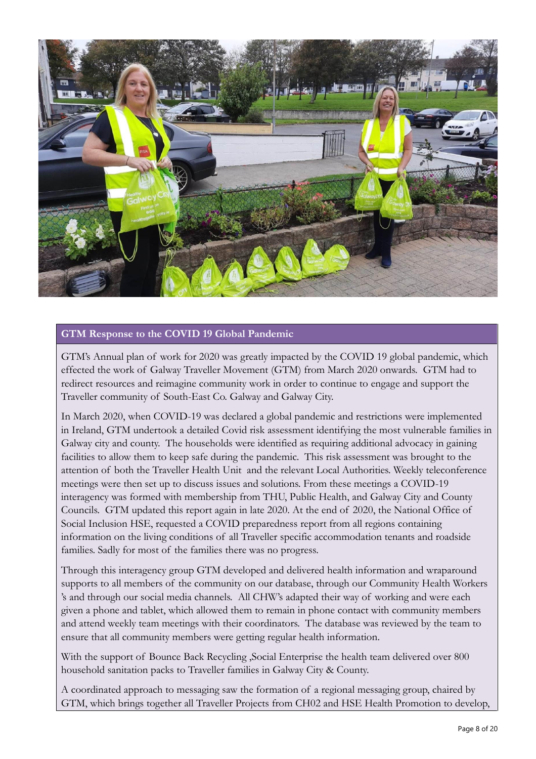## GTM Response to the COVID 19 Global Pandemic

GTM's Annual plan of work for 2020 was greatly impacted by the COVID 19 global pandemic, which effected the work of Galway Traveller Movement (GTM) from March 2020 onwards. GTM had to redirect resources and reimagine community work in order to continue to engage and support the Traveller community of South-East Co. Galway and Galway City.

In March 2020, when COVID-19 was declared a global pandemic and restrictions were implemented in Ireland, GTM undertook a detailed Covid risk assessment identifying the most vulnerable families in Galway city and county. The households were identified as requiring additional advocacy in gaining facilities to allow them to keep safe during the pandemic. This risk assessment was brought to the attention of both the Traveller Health Unit and the relevant Local Authorities. Weekly teleconference meetings were then set up to discuss issues and solutions. From these meetings a COVID-19 interagency was formed with membership from THU, Public Health, and Galway City and County Councils. GTM updated this report again in late 2020. At the end of 2020, the National Office of Social Inclusion HSE, requested a COVID preparedness report from all regions containing information on the living conditions of all Traveller specific accommodation tenants and roadside families. Sadly for most of the families there was no progress.

Through this interagency group GTM developed and delivered health information and wraparound supports to all members of the community on our database, through our Community Health Workers 's and through our social media channels. All CHW's adapted their way of working and were each given a phone and tablet, which allowed them to remain in phone contact with community members and attend weekly team meetings with their coordinators. The database was reviewed by the team to ensure that all community members were getting regular health information.

With the support of Bounce Back Recycling ,Social Enterprise the health team delivered over 800 household sanitation packs to Traveller families in Galway City & County.

A coordinated approach to messaging saw the formation of a regional messaging group, chaired by GTM, which brings together all Traveller Projects from CH02 and HSE Health Promotion to develop,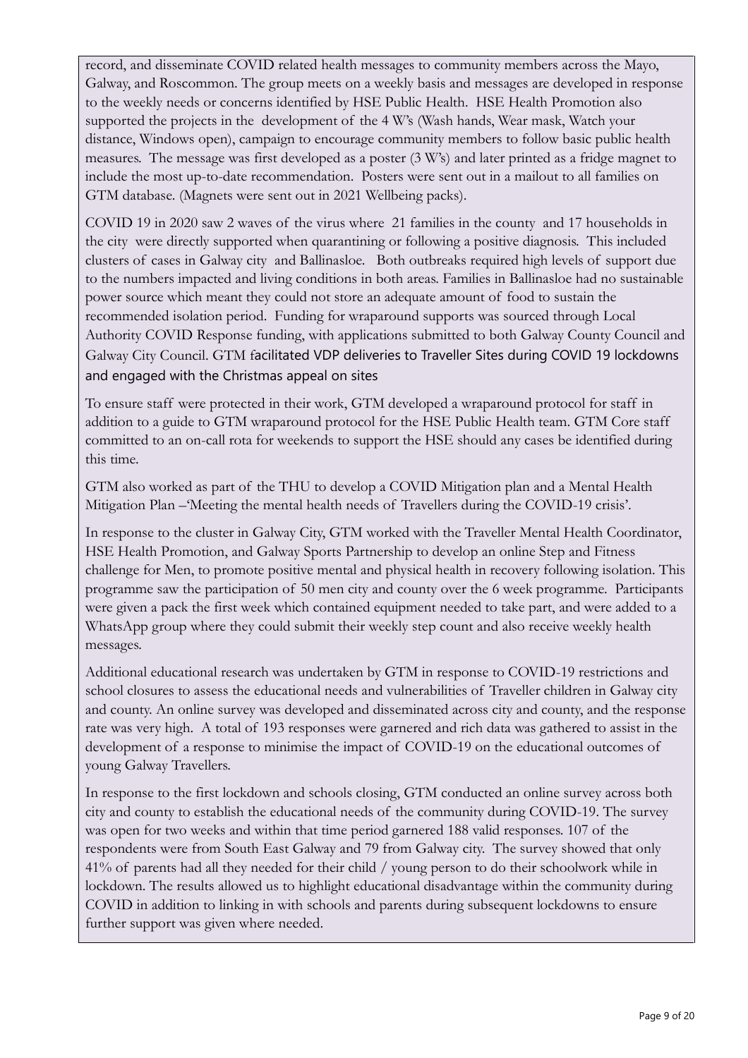record, and disseminate COVID related health messages to community members across the Mayo, Galway, and Roscommon. The group meets on a weekly basis and messages are developed in response to the weekly needs or concerns identified by HSE Public Health. HSE Health Promotion also supported the projects in the development of the 4 W's (Wash hands, Wear mask, Watch your distance, Windows open), campaign to encourage community members to follow basic public health measures. The message was first developed as a poster (3 W's) and later printed as a fridge magnet to include the most up-to-date recommendation. Posters were sent out in a mailout to all families on GTM database. (Magnets were sent out in 2021 Wellbeing packs).

COVID 19 in 2020 saw 2 waves of the virus where 21 families in the county and 17 households in the city were directly supported when quarantining or following a positive diagnosis. This included clusters of cases in Galway city and Ballinasloe. Both outbreaks required high levels of support due to the numbers impacted and living conditions in both areas. Families in Ballinasloe had no sustainable power source which meant they could not store an adequate amount of food to sustain the recommended isolation period. Funding for wraparound supports was sourced through Local Authority COVID Response funding, with applications submitted to both Galway County Council and Galway City Council. GTM facilitated VDP deliveries to Traveller Sites during COVID 19 lockdowns and engaged with the Christmas appeal on sites

To ensure staff were protected in their work, GTM developed a wraparound protocol for staff in addition to a guide to GTM wraparound protocol for the HSE Public Health team. GTM Core staff committed to an on-call rota for weekends to support the HSE should any cases be identified during this time.

GTM also worked as part of the THU to develop a COVID Mitigation plan and a Mental Health Mitigation Plan –'Meeting the mental health needs of Travellers during the COVID-19 crisis'.

In response to the cluster in Galway City, GTM worked with the Traveller Mental Health Coordinator, HSE Health Promotion, and Galway Sports Partnership to develop an online Step and Fitness challenge for Men, to promote positive mental and physical health in recovery following isolation. This programme saw the participation of 50 men city and county over the 6 week programme. Participants were given a pack the first week which contained equipment needed to take part, and were added to a WhatsApp group where they could submit their weekly step count and also receive weekly health messages.

Additional educational research was undertaken by GTM in response to COVID-19 restrictions and school closures to assess the educational needs and vulnerabilities of Traveller children in Galway city and county. An online survey was developed and disseminated across city and county, and the response rate was very high. A total of 193 responses were garnered and rich data was gathered to assist in the development of a response to minimise the impact of COVID-19 on the educational outcomes of young Galway Travellers.

In response to the first lockdown and schools closing, GTM conducted an online survey across both city and county to establish the educational needs of the community during COVID-19. The survey was open for two weeks and within that time period garnered 188 valid responses. 107 of the respondents were from South East Galway and 79 from Galway city. The survey showed that only 41% of parents had all they needed for their child / young person to do their schoolwork while in lockdown. The results allowed us to highlight educational disadvantage within the community during COVID in addition to linking in with schools and parents during subsequent lockdowns to ensure further support was given where needed.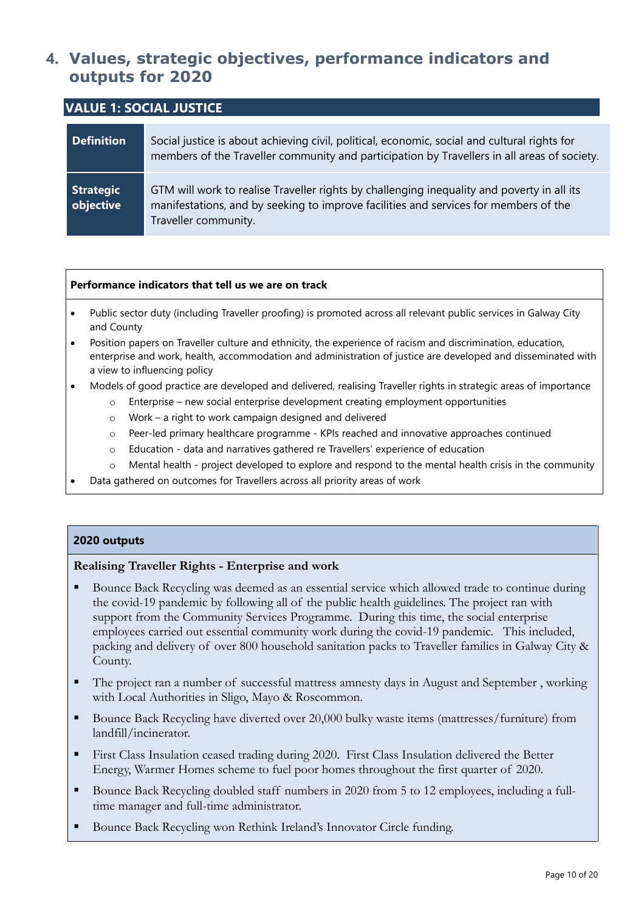# 4. Values, strategic objectives, performance indicators and outputs for 2020

## VALUE 1: SOCIAL JUSTICE

| | |
|---|---|
| **Definition** | Social justice is about achieving civil, political, economic, social and cultural rights for members of the Traveller community and participation by Travellers in all areas of society. |
| **Strategic objective** | GTM will work to realise Traveller rights by challenging inequality and poverty in all its manifestations, and by seeking to improve facilities and services for members of the Traveller community. |

**Performance indicators that tell us we are on track**

- Public sector duty (including Traveller proofing) is promoted across all relevant public services in Galway City and County
- Position papers on Traveller culture and ethnicity, the experience of racism and discrimination, education, enterprise and work, health, accommodation and administration of justice are developed and disseminated with a view to influencing policy
- Models of good practice are developed and delivered, realising Traveller rights in strategic areas of importance
  - Enterprise – new social enterprise development creating employment opportunities
  - Work – a right to work campaign designed and delivered
  - Peer-led primary healthcare programme - KPIs reached and innovative approaches continued
  - Education - data and narratives gathered re Travellers' experience of education
  - Mental health - project developed to explore and respond to the mental health crisis in the community
- Data gathered on outcomes for Travellers across all priority areas of work

**2020 outputs**

**Realising Traveller Rights - Enterprise and work**

- Bounce Back Recycling was deemed as an essential service which allowed trade to continue during the covid-19 pandemic by following all of the public health guidelines. The project ran with support from the Community Services Programme. During this time, the social enterprise employees carried out essential community work during the covid-19 pandemic. This included, packing and delivery of over 800 household sanitation packs to Traveller families in Galway City & County.
- The project ran a number of successful mattress amnesty days in August and September , working with Local Authorities in Sligo, Mayo & Roscommon.
- Bounce Back Recycling have diverted over 20,000 bulky waste items (mattresses/furniture) from landfill/incinerator.
- First Class Insulation ceased trading during 2020. First Class Insulation delivered the Better Energy, Warmer Homes scheme to fuel poor homes throughout the first quarter of 2020.
- Bounce Back Recycling doubled staff numbers in 2020 from 5 to 12 employees, including a full-time manager and full-time administrator.
- Bounce Back Recycling won Rethink Ireland's Innovator Circle funding.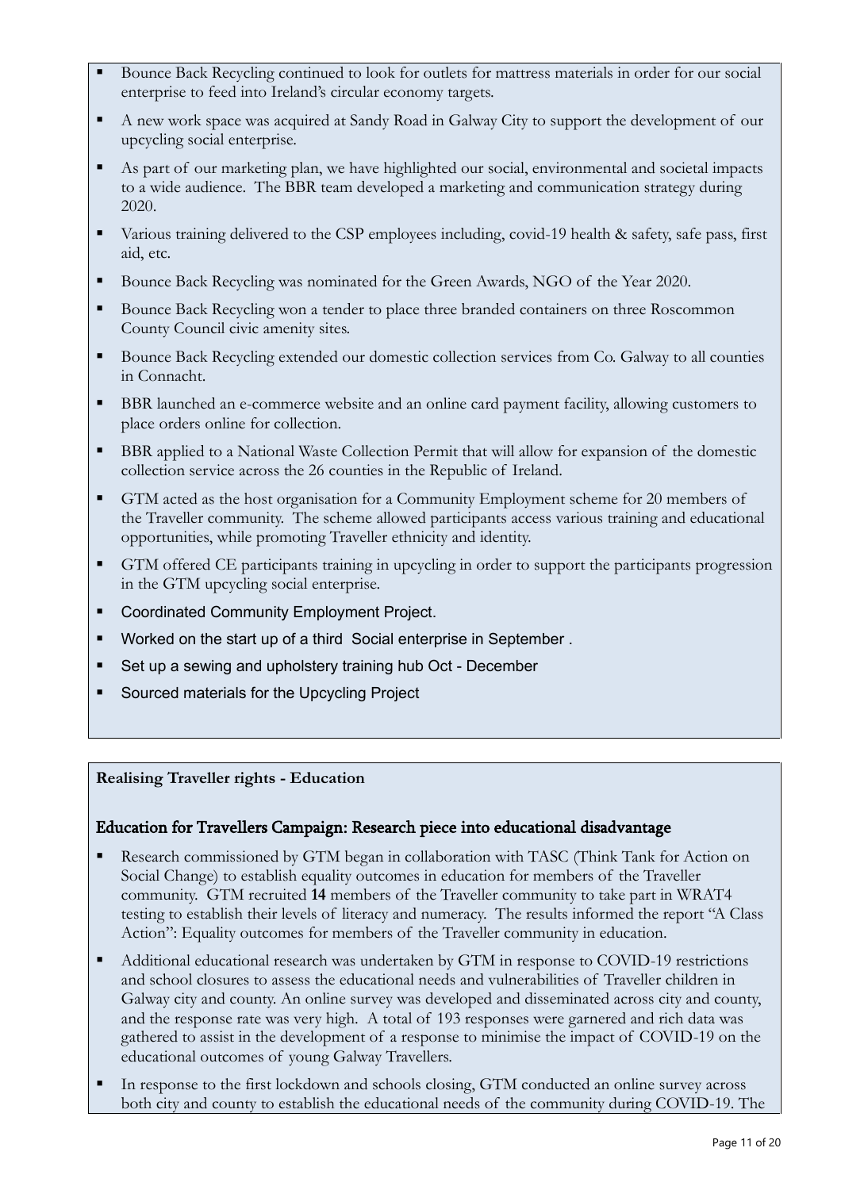- Bounce Back Recycling continued to look for outlets for mattress materials in order for our social enterprise to feed into Ireland's circular economy targets.
- A new work space was acquired at Sandy Road in Galway City to support the development of our upcycling social enterprise.
- As part of our marketing plan, we have highlighted our social, environmental and societal impacts to a wide audience. The BBR team developed a marketing and communication strategy during 2020.
- Various training delivered to the CSP employees including, covid-19 health & safety, safe pass, first aid, etc.
- Bounce Back Recycling was nominated for the Green Awards, NGO of the Year 2020.
- Bounce Back Recycling won a tender to place three branded containers on three Roscommon County Council civic amenity sites.
- Bounce Back Recycling extended our domestic collection services from Co. Galway to all counties in Connacht.
- BBR launched an e-commerce website and an online card payment facility, allowing customers to place orders online for collection.
- BBR applied to a National Waste Collection Permit that will allow for expansion of the domestic collection service across the 26 counties in the Republic of Ireland.
- GTM acted as the host organisation for a Community Employment scheme for 20 members of the Traveller community. The scheme allowed participants access various training and educational opportunities, while promoting Traveller ethnicity and identity.
- GTM offered CE participants training in upcycling in order to support the participants progression in the GTM upcycling social enterprise.
- Coordinated Community Employment Project.
- Worked on the start up of a third Social enterprise in September .
- Set up a sewing and upholstery training hub Oct - December
- Sourced materials for the Upcycling Project

**Realising Traveller rights - Education**

## Education for Travellers Campaign: Research piece into educational disadvantage

- Research commissioned by GTM began in collaboration with TASC (Think Tank for Action on Social Change) to establish equality outcomes in education for members of the Traveller community. GTM recruited **14** members of the Traveller community to take part in WRAT4 testing to establish their levels of literacy and numeracy. The results informed the report "A Class Action": Equality outcomes for members of the Traveller community in education.
- Additional educational research was undertaken by GTM in response to COVID-19 restrictions and school closures to assess the educational needs and vulnerabilities of Traveller children in Galway city and county. An online survey was developed and disseminated across city and county, and the response rate was very high. A total of 193 responses were garnered and rich data was gathered to assist in the development of a response to minimise the impact of COVID-19 on the educational outcomes of young Galway Travellers.
- In response to the first lockdown and schools closing, GTM conducted an online survey across both city and county to establish the educational needs of the community during COVID-19. The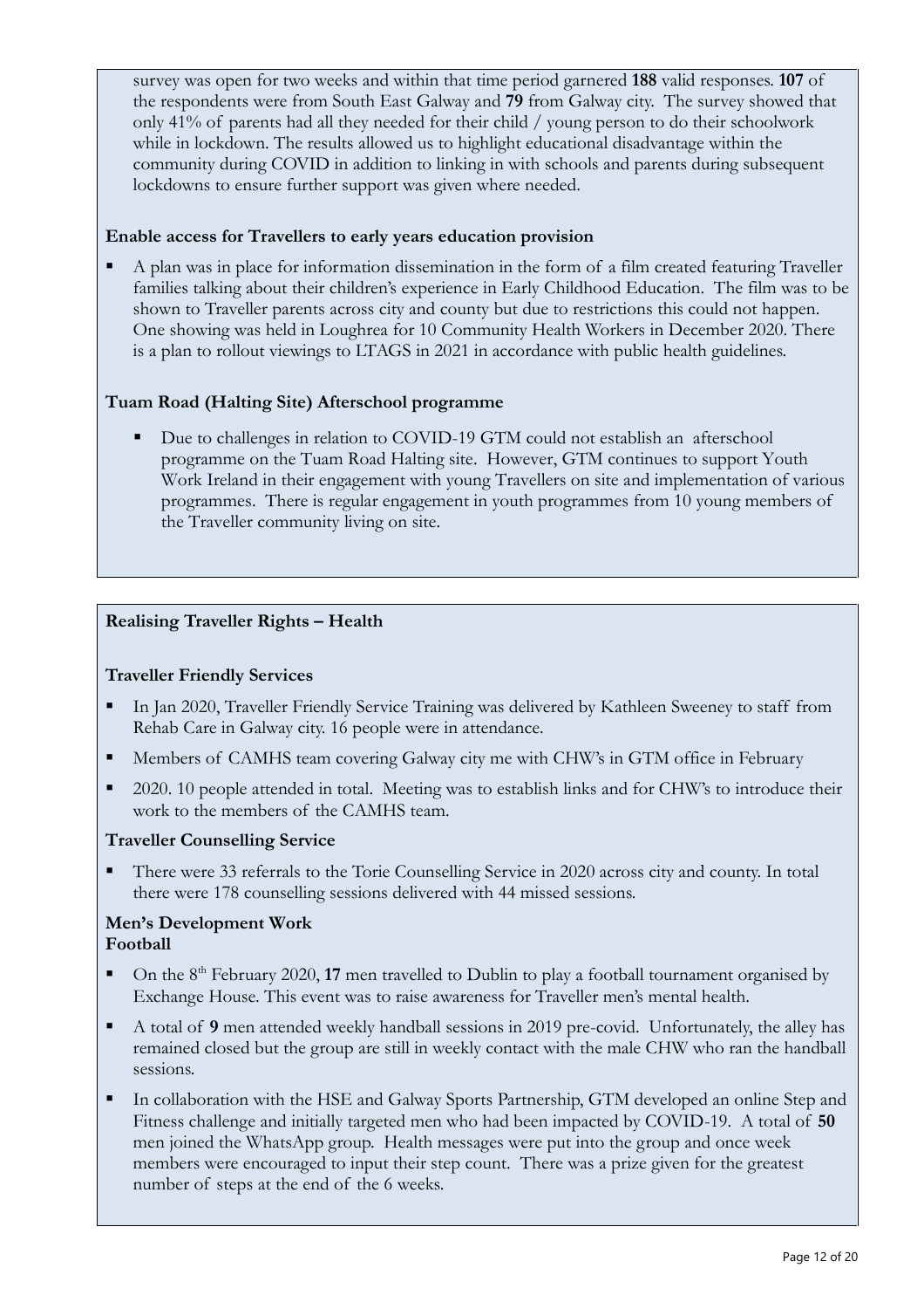survey was open for two weeks and within that time period garnered **188** valid responses. **107** of the respondents were from South East Galway and **79** from Galway city. The survey showed that only 41% of parents had all they needed for their child / young person to do their schoolwork while in lockdown. The results allowed us to highlight educational disadvantage within the community during COVID in addition to linking in with schools and parents during subsequent lockdowns to ensure further support was given where needed.

**Enable access for Travellers to early years education provision**

- A plan was in place for information dissemination in the form of a film created featuring Traveller families talking about their children's experience in Early Childhood Education. The film was to be shown to Traveller parents across city and county but due to restrictions this could not happen. One showing was held in Loughrea for 10 Community Health Workers in December 2020. There is a plan to rollout viewings to LTAGS in 2021 in accordance with public health guidelines.

**Tuam Road (Halting Site) Afterschool programme**

- Due to challenges in relation to COVID-19 GTM could not establish an afterschool programme on the Tuam Road Halting site. However, GTM continues to support Youth Work Ireland in their engagement with young Travellers on site and implementation of various programmes. There is regular engagement in youth programmes from 10 young members of the Traveller community living on site.

**Realising Traveller Rights – Health**

**Traveller Friendly Services**

- In Jan 2020, Traveller Friendly Service Training was delivered by Kathleen Sweeney to staff from Rehab Care in Galway city. 16 people were in attendance.
- Members of CAMHS team covering Galway city me with CHW's in GTM office in February
- 2020. 10 people attended in total. Meeting was to establish links and for CHW's to introduce their work to the members of the CAMHS team.

**Traveller Counselling Service**

- There were 33 referrals to the Torie Counselling Service in 2020 across city and county. In total there were 178 counselling sessions delivered with 44 missed sessions.

**Men's Development Work**
**Football**

- On the 8th February 2020, **17** men travelled to Dublin to play a football tournament organised by Exchange House. This event was to raise awareness for Traveller men's mental health.
- A total of **9** men attended weekly handball sessions in 2019 pre-covid. Unfortunately, the alley has remained closed but the group are still in weekly contact with the male CHW who ran the handball sessions.
- In collaboration with the HSE and Galway Sports Partnership, GTM developed an online Step and Fitness challenge and initially targeted men who had been impacted by COVID-19. A total of **50** men joined the WhatsApp group. Health messages were put into the group and once week members were encouraged to input their step count. There was a prize given for the greatest number of steps at the end of the 6 weeks.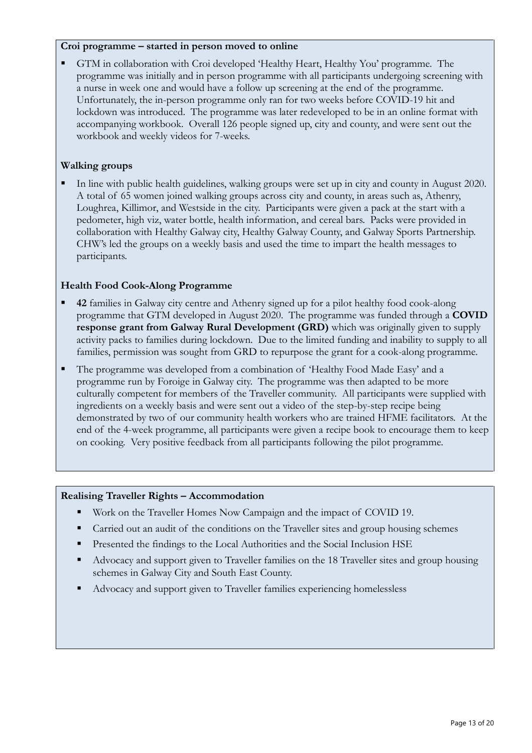**Croi programme – started in person moved to online**

- GTM in collaboration with Croi developed 'Healthy Heart, Healthy You' programme. The programme was initially and in person programme with all participants undergoing screening with a nurse in week one and would have a follow up screening at the end of the programme. Unfortunately, the in-person programme only ran for two weeks before COVID-19 hit and lockdown was introduced. The programme was later redeveloped to be in an online format with accompanying workbook. Overall 126 people signed up, city and county, and were sent out the workbook and weekly videos for 7-weeks.

**Walking groups**

- In line with public health guidelines, walking groups were set up in city and county in August 2020. A total of 65 women joined walking groups across city and county, in areas such as, Athenry, Loughrea, Killimor, and Westside in the city. Participants were given a pack at the start with a pedometer, high viz, water bottle, health information, and cereal bars. Packs were provided in collaboration with Healthy Galway city, Healthy Galway County, and Galway Sports Partnership. CHW's led the groups on a weekly basis and used the time to impart the health messages to participants.

**Health Food Cook-Along Programme**

- **42** families in Galway city centre and Athenry signed up for a pilot healthy food cook-along programme that GTM developed in August 2020. The programme was funded through a **COVID response grant from Galway Rural Development (GRD)** which was originally given to supply activity packs to families during lockdown. Due to the limited funding and inability to supply to all families, permission was sought from GRD to repurpose the grant for a cook-along programme.
- The programme was developed from a combination of 'Healthy Food Made Easy' and a programme run by Foroige in Galway city. The programme was then adapted to be more culturally competent for members of the Traveller community. All participants were supplied with ingredients on a weekly basis and were sent out a video of the step-by-step recipe being demonstrated by two of our community health workers who are trained HFME facilitators. At the end of the 4-week programme, all participants were given a recipe book to encourage them to keep on cooking. Very positive feedback from all participants following the pilot programme.

**Realising Traveller Rights – Accommodation**

- Work on the Traveller Homes Now Campaign and the impact of COVID 19.
- Carried out an audit of the conditions on the Traveller sites and group housing schemes
- Presented the findings to the Local Authorities and the Social Inclusion HSE
- Advocacy and support given to Traveller families on the 18 Traveller sites and group housing schemes in Galway City and South East County.
- Advocacy and support given to Traveller families experiencing homelessless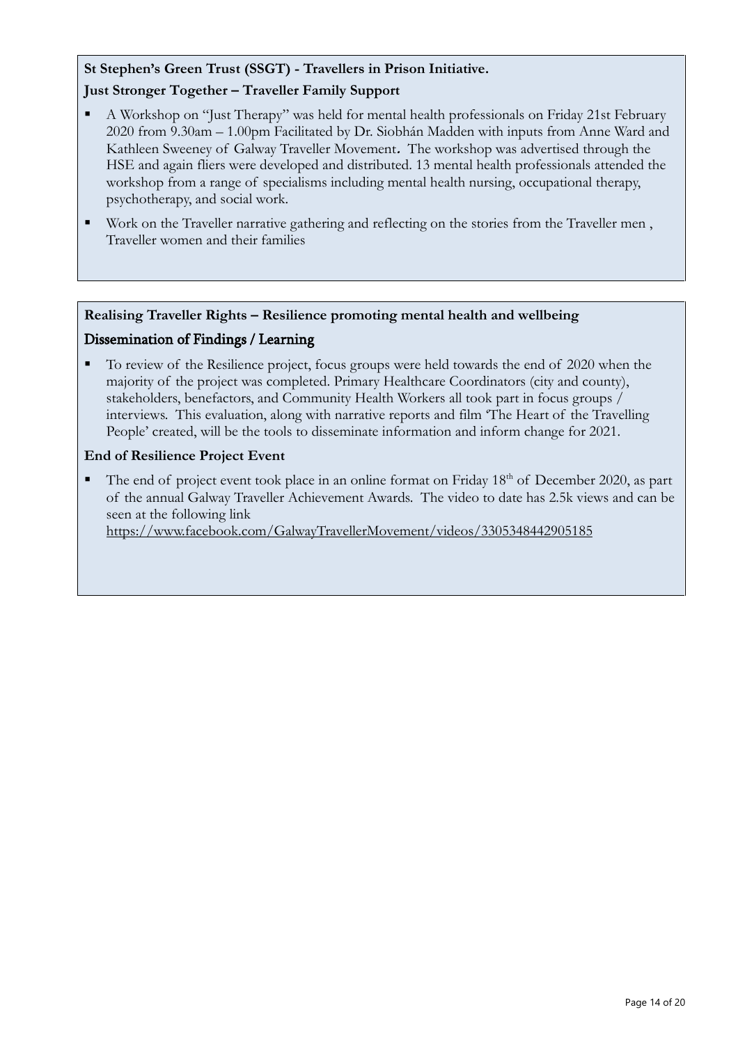**St Stephen's Green Trust (SSGT) - Travellers in Prison Initiative.**

**Just Stronger Together – Traveller Family Support**

- A Workshop on "Just Therapy" was held for mental health professionals on Friday 21st February 2020 from 9.30am – 1.00pm Facilitated by Dr. Siobhán Madden with inputs from Anne Ward and Kathleen Sweeney of Galway Traveller Movement. The workshop was advertised through the HSE and again fliers were developed and distributed. 13 mental health professionals attended the workshop from a range of specialisms including mental health nursing, occupational therapy, psychotherapy, and social work.
- Work on the Traveller narrative gathering and reflecting on the stories from the Traveller men , Traveller women and their families

**Realising Traveller Rights – Resilience promoting mental health and wellbeing**

**Dissemination of Findings / Learning**

- To review of the Resilience project, focus groups were held towards the end of 2020 when the majority of the project was completed. Primary Healthcare Coordinators (city and county), stakeholders, benefactors, and Community Health Workers all took part in focus groups / interviews. This evaluation, along with narrative reports and film 'The Heart of the Travelling People' created, will be the tools to disseminate information and inform change for 2021.

**End of Resilience Project Event**

- The end of project event took place in an online format on Friday 18th of December 2020, as part of the annual Galway Traveller Achievement Awards. The video to date has 2.5k views and can be seen at the following link https://www.facebook.com/GalwayTravellerMovement/videos/3305348442905185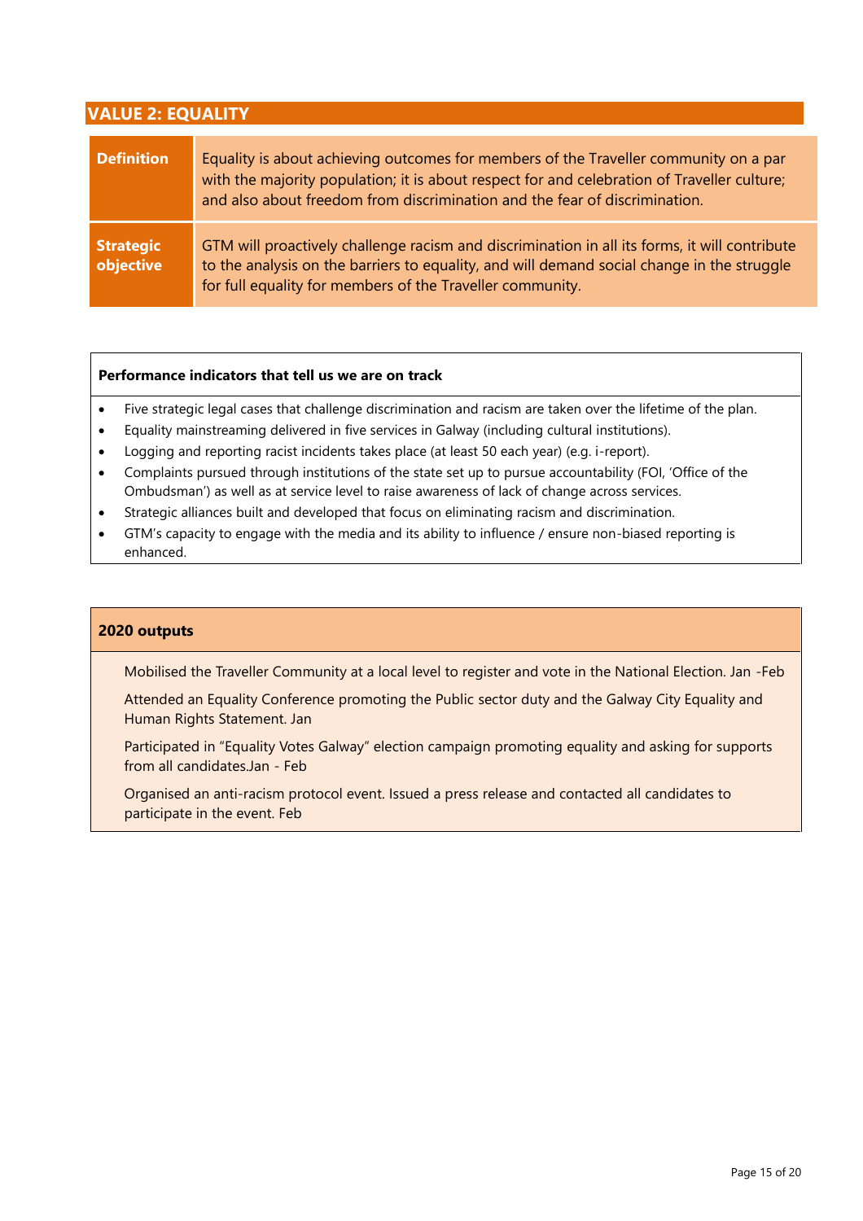## VALUE 2: EQUALITY

| | |
|---|---|
| **Definition** | Equality is about achieving outcomes for members of the Traveller community on a par with the majority population; it is about respect for and celebration of Traveller culture; and also about freedom from discrimination and the fear of discrimination. |
| **Strategic objective** | GTM will proactively challenge racism and discrimination in all its forms, it will contribute to the analysis on the barriers to equality, and will demand social change in the struggle for full equality for members of the Traveller community. |

**Performance indicators that tell us we are on track**

- Five strategic legal cases that challenge discrimination and racism are taken over the lifetime of the plan.
- Equality mainstreaming delivered in five services in Galway (including cultural institutions).
- Logging and reporting racist incidents takes place (at least 50 each year) (e.g. i-report).
- Complaints pursued through institutions of the state set up to pursue accountability (FOI, 'Office of the Ombudsman') as well as at service level to raise awareness of lack of change across services.
- Strategic alliances built and developed that focus on eliminating racism and discrimination.
- GTM's capacity to engage with the media and its ability to influence / ensure non-biased reporting is enhanced.

**2020 outputs**

Mobilised the Traveller Community at a local level to register and vote in the National Election. Jan -Feb

Attended an Equality Conference promoting the Public sector duty and the Galway City Equality and Human Rights Statement. Jan

Participated in "Equality Votes Galway" election campaign promoting equality and asking for supports from all candidates.Jan - Feb

Organised an anti-racism protocol event. Issued a press release and contacted all candidates to participate in the event. Feb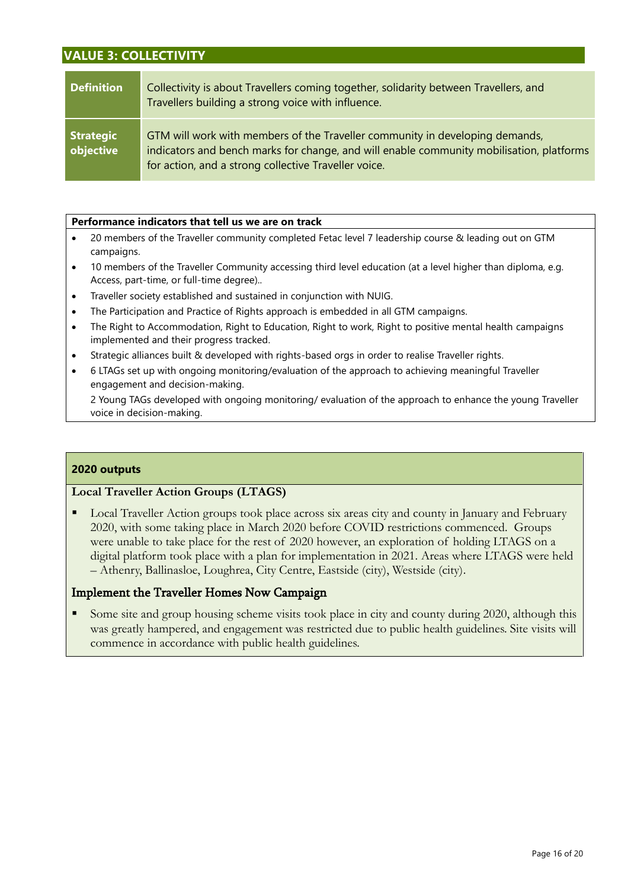## VALUE 3: COLLECTIVITY

| **Definition** | Collectivity is about Travellers coming together, solidarity between Travellers, and Travellers building a strong voice with influence. |
|---|---|
| **Strategic objective** | GTM will work with members of the Traveller community in developing demands, indicators and bench marks for change, and will enable community mobilisation, platforms for action, and a strong collective Traveller voice. |

**Performance indicators that tell us we are on track**

- 20 members of the Traveller community completed Fetac level 7 leadership course & leading out on GTM campaigns.
- 10 members of the Traveller Community accessing third level education (at a level higher than diploma, e.g. Access, part-time, or full-time degree)..
- Traveller society established and sustained in conjunction with NUIG.
- The Participation and Practice of Rights approach is embedded in all GTM campaigns.
- The Right to Accommodation, Right to Education, Right to work, Right to positive mental health campaigns implemented and their progress tracked.
- Strategic alliances built & developed with rights-based orgs in order to realise Traveller rights.
- 6 LTAGs set up with ongoing monitoring/evaluation of the approach to achieving meaningful Traveller engagement and decision-making.

  2 Young TAGs developed with ongoing monitoring/ evaluation of the approach to enhance the young Traveller voice in decision-making.

**2020 outputs**

**Local Traveller Action Groups (LTAGS)**

- Local Traveller Action groups took place across six areas city and county in January and February 2020, with some taking place in March 2020 before COVID restrictions commenced. Groups were unable to take place for the rest of 2020 however, an exploration of holding LTAGS on a digital platform took place with a plan for implementation in 2021. Areas where LTAGS were held – Athenry, Ballinasloe, Loughrea, City Centre, Eastside (city), Westside (city).

**Implement the Traveller Homes Now Campaign**

- Some site and group housing scheme visits took place in city and county during 2020, although this was greatly hampered, and engagement was restricted due to public health guidelines. Site visits will commence in accordance with public health guidelines.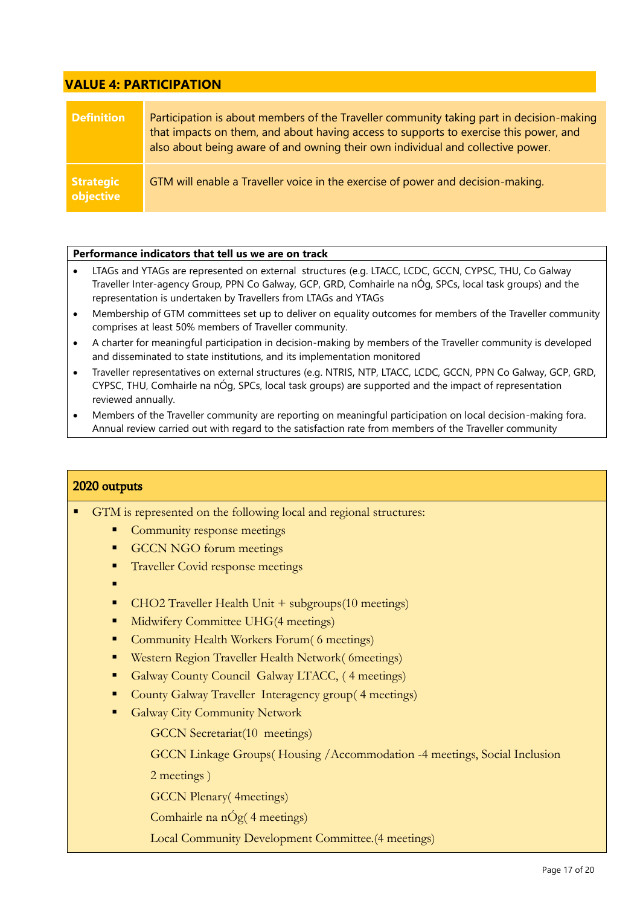## VALUE 4: PARTICIPATION

| | |
|---|---|
| **Definition** | Participation is about members of the Traveller community taking part in decision-making that impacts on them, and about having access to supports to exercise this power, and also about being aware of and owning their own individual and collective power. |
| **Strategic objective** | GTM will enable a Traveller voice in the exercise of power and decision-making. |

**Performance indicators that tell us we are on track**

- LTAGs and YTAGs are represented on external structures (e.g. LTACC, LCDC, GCCN, CYPSC, THU, Co Galway Traveller Inter-agency Group, PPN Co Galway, GCP, GRD, Comhairle na nÓg, SPCs, local task groups) and the representation is undertaken by Travellers from LTAGs and YTAGs
- Membership of GTM committees set up to deliver on equality outcomes for members of the Traveller community comprises at least 50% members of Traveller community.
- A charter for meaningful participation in decision-making by members of the Traveller community is developed and disseminated to state institutions, and its implementation monitored
- Traveller representatives on external structures (e.g. NTRIS, NTP, LTACC, LCDC, GCCN, PPN Co Galway, GCP, GRD, CYPSC, THU, Comhairle na nÓg, SPCs, local task groups) are supported and the impact of representation reviewed annually.
- Members of the Traveller community are reporting on meaningful participation on local decision-making fora. Annual review carried out with regard to the satisfaction rate from members of the Traveller community

**2020 outputs**

- GTM is represented on the following local and regional structures:
  - Community response meetings
  - GCCN NGO forum meetings
  - Traveller Covid response meetings
  - 
  - CHO2 Traveller Health Unit + subgroups(10 meetings)
  - Midwifery Committee UHG(4 meetings)
  - Community Health Workers Forum( 6 meetings)
  - Western Region Traveller Health Network( 6meetings)
  - Galway County Council Galway LTACC, ( 4 meetings)
  - County Galway Traveller Interagency group( 4 meetings)
  - Galway City Community Network

    GCCN Secretariat(10 meetings)

    GCCN Linkage Groups( Housing /Accommodation -4 meetings, Social Inclusion 2 meetings )

    GCCN Plenary( 4meetings)

    Comhairle na nÓg( 4 meetings)

    Local Community Development Committee.(4 meetings)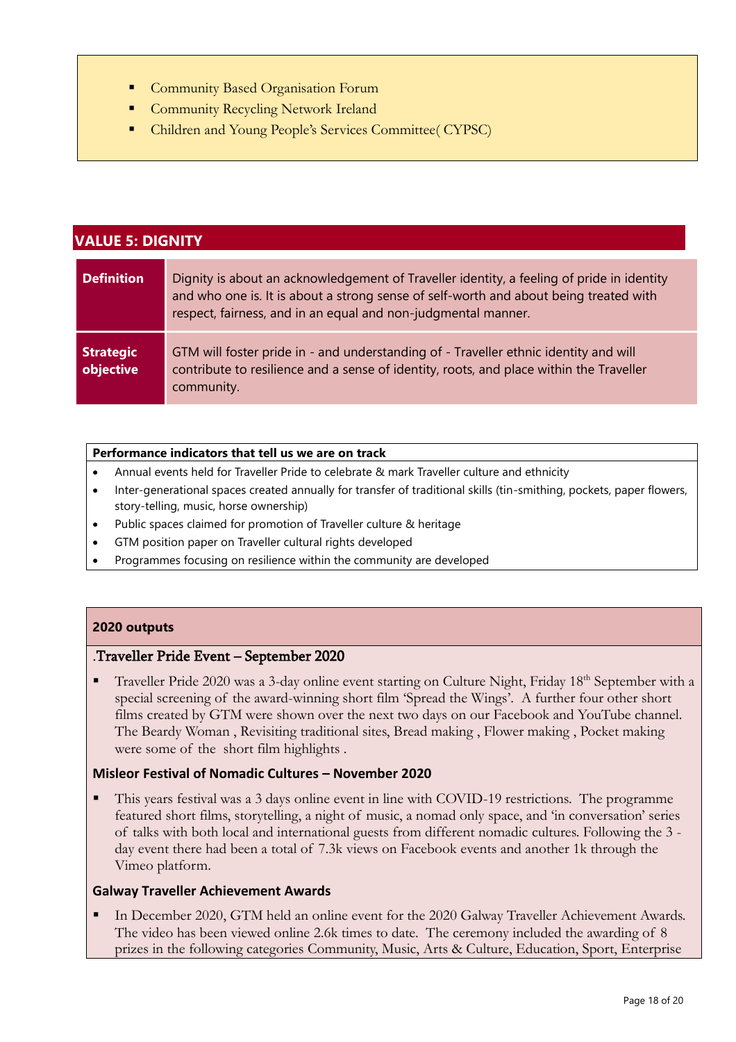- Community Based Organisation Forum
- Community Recycling Network Ireland
- Children and Young People's Services Committee( CYPSC)

## VALUE 5: DIGNITY

| | |
|---|---|
| **Definition** | Dignity is about an acknowledgement of Traveller identity, a feeling of pride in identity and who one is. It is about a strong sense of self-worth and about being treated with respect, fairness, and in an equal and non-judgmental manner. |
| **Strategic objective** | GTM will foster pride in - and understanding of - Traveller ethnic identity and will contribute to resilience and a sense of identity, roots, and place within the Traveller community. |

**Performance indicators that tell us we are on track**

- Annual events held for Traveller Pride to celebrate & mark Traveller culture and ethnicity
- Inter-generational spaces created annually for transfer of traditional skills (tin-smithing, pockets, paper flowers, story-telling, music, horse ownership)
- Public spaces claimed for promotion of Traveller culture & heritage
- GTM position paper on Traveller cultural rights developed
- Programmes focusing on resilience within the community are developed

**2020 outputs**

.Traveller Pride Event – September 2020

- Traveller Pride 2020 was a 3-day online event starting on Culture Night, Friday 18th September with a special screening of the award-winning short film 'Spread the Wings'. A further four other short films created by GTM were shown over the next two days on our Facebook and YouTube channel. The Beardy Woman , Revisiting traditional sites, Bread making , Flower making , Pocket making were some of the short film highlights .

**Misleor Festival of Nomadic Cultures – November 2020**

- This years festival was a 3 days online event in line with COVID-19 restrictions. The programme featured short films, storytelling, a night of music, a nomad only space, and 'in conversation' series of talks with both local and international guests from different nomadic cultures. Following the 3 -day event there had been a total of 7.3k views on Facebook events and another 1k through the Vimeo platform.

**Galway Traveller Achievement Awards**

- In December 2020, GTM held an online event for the 2020 Galway Traveller Achievement Awards. The video has been viewed online 2.6k times to date. The ceremony included the awarding of 8 prizes in the following categories Community, Music, Arts & Culture, Education, Sport, Enterprise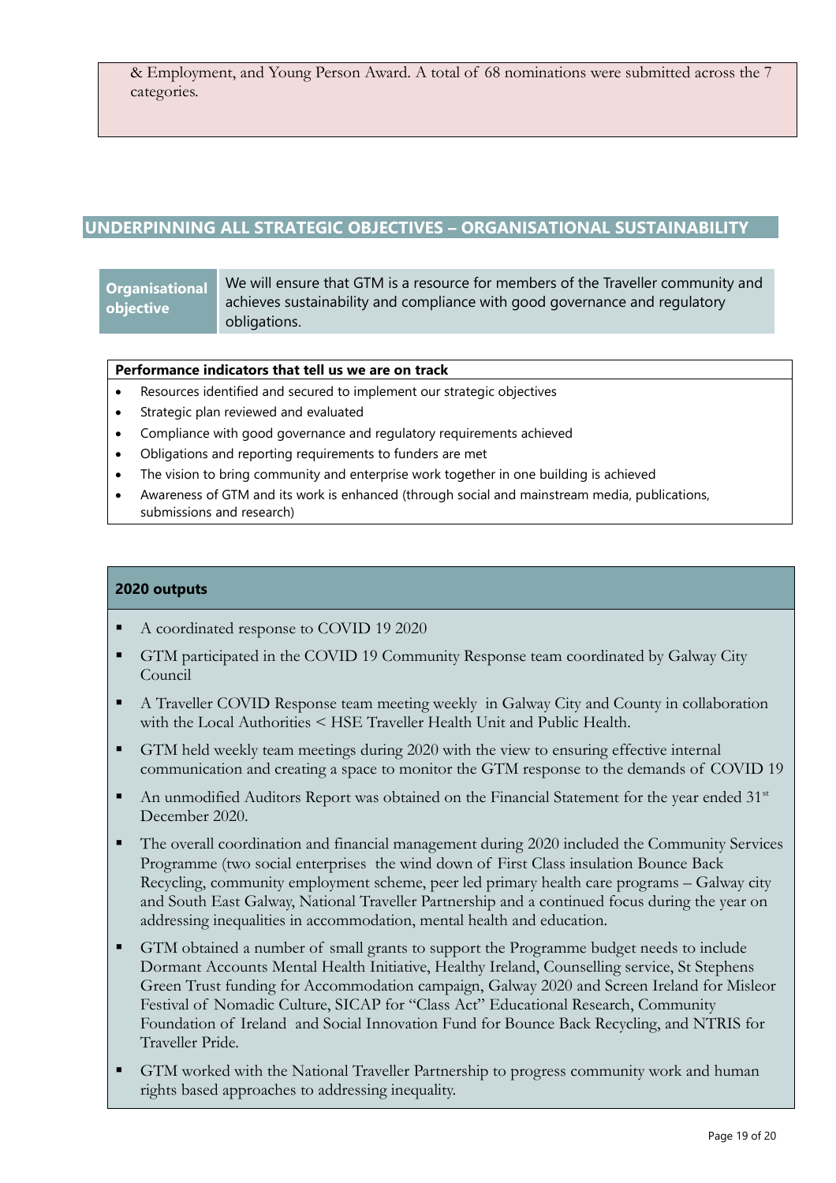& Employment, and Young Person Award. A total of 68 nominations were submitted across the 7 categories.

## UNDERPINNING ALL STRATEGIC OBJECTIVES – ORGANISATIONAL SUSTAINABILITY

| **Organisational objective** | We will ensure that GTM is a resource for members of the Traveller community and achieves sustainability and compliance with good governance and regulatory obligations. |
|---|---|

**Performance indicators that tell us we are on track**

- Resources identified and secured to implement our strategic objectives
- Strategic plan reviewed and evaluated
- Compliance with good governance and regulatory requirements achieved
- Obligations and reporting requirements to funders are met
- The vision to bring community and enterprise work together in one building is achieved
- Awareness of GTM and its work is enhanced (through social and mainstream media, publications, submissions and research)

**2020 outputs**

- A coordinated response to COVID 19 2020
- GTM participated in the COVID 19 Community Response team coordinated by Galway City Council
- A Traveller COVID Response team meeting weekly in Galway City and County in collaboration with the Local Authorities < HSE Traveller Health Unit and Public Health.
- GTM held weekly team meetings during 2020 with the view to ensuring effective internal communication and creating a space to monitor the GTM response to the demands of COVID 19
- An unmodified Auditors Report was obtained on the Financial Statement for the year ended 31st December 2020.
- The overall coordination and financial management during 2020 included the Community Services Programme (two social enterprises the wind down of First Class insulation Bounce Back Recycling, community employment scheme, peer led primary health care programs – Galway city and South East Galway, National Traveller Partnership and a continued focus during the year on addressing inequalities in accommodation, mental health and education.
- GTM obtained a number of small grants to support the Programme budget needs to include Dormant Accounts Mental Health Initiative, Healthy Ireland, Counselling service, St Stephens Green Trust funding for Accommodation campaign, Galway 2020 and Screen Ireland for Misleor Festival of Nomadic Culture, SICAP for "Class Act" Educational Research, Community Foundation of Ireland and Social Innovation Fund for Bounce Back Recycling, and NTRIS for Traveller Pride.
- GTM worked with the National Traveller Partnership to progress community work and human rights based approaches to addressing inequality.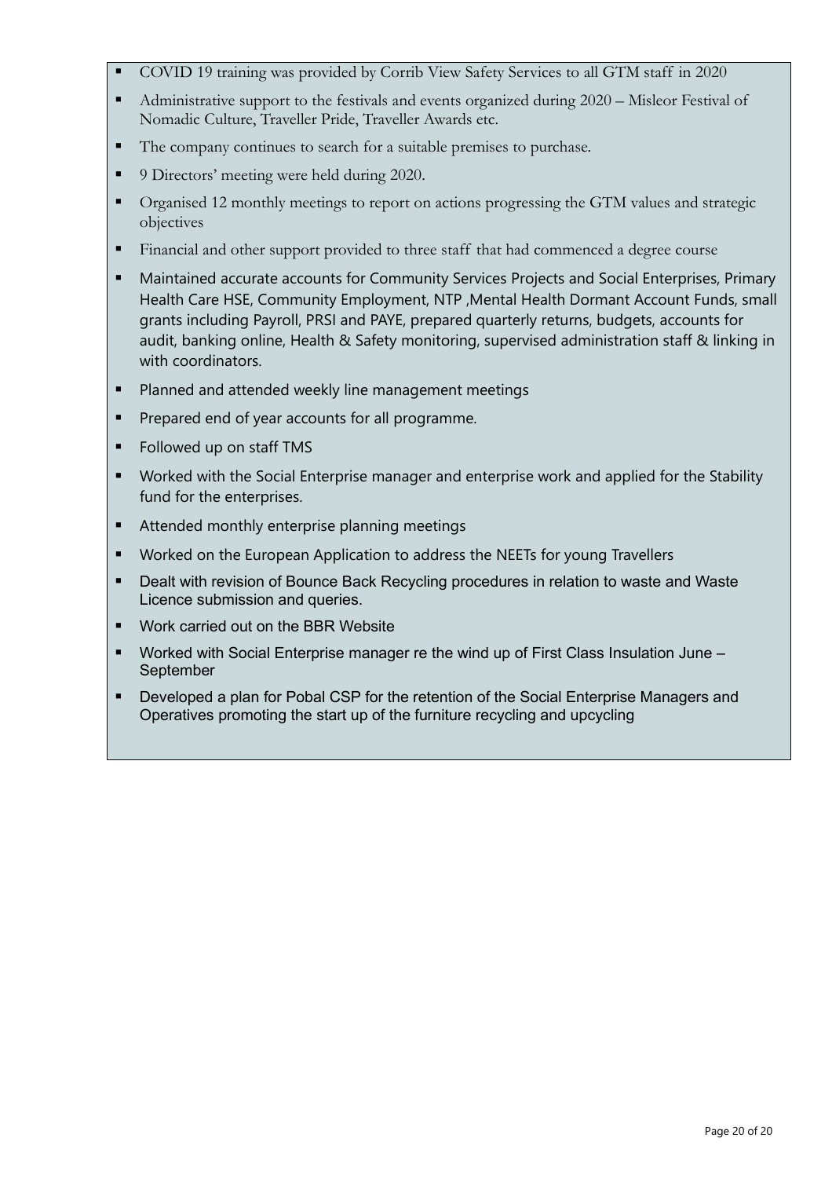- COVID 19 training was provided by Corrib View Safety Services to all GTM staff in 2020
- Administrative support to the festivals and events organized during 2020 – Misleor Festival of Nomadic Culture, Traveller Pride, Traveller Awards etc.
- The company continues to search for a suitable premises to purchase.
- 9 Directors' meeting were held during 2020.
- Organised 12 monthly meetings to report on actions progressing the GTM values and strategic objectives
- Financial and other support provided to three staff that had commenced a degree course
- Maintained accurate accounts for Community Services Projects and Social Enterprises, Primary Health Care HSE, Community Employment, NTP ,Mental Health Dormant Account Funds, small grants including Payroll, PRSI and PAYE, prepared quarterly returns, budgets, accounts for audit, banking online, Health & Safety monitoring, supervised administration staff & linking in with coordinators.
- Planned and attended weekly line management meetings
- Prepared end of year accounts for all programme.
- Followed up on staff TMS
- Worked with the Social Enterprise manager and enterprise work and applied for the Stability fund for the enterprises.
- Attended monthly enterprise planning meetings
- Worked on the European Application to address the NEETs for young Travellers
- Dealt with revision of Bounce Back Recycling procedures in relation to waste and Waste Licence submission and queries.
- Work carried out on the BBR Website
- Worked with Social Enterprise manager re the wind up of First Class Insulation June – September
- Developed a plan for Pobal CSP for the retention of the Social Enterprise Managers and Operatives promoting the start up of the furniture recycling and upcycling